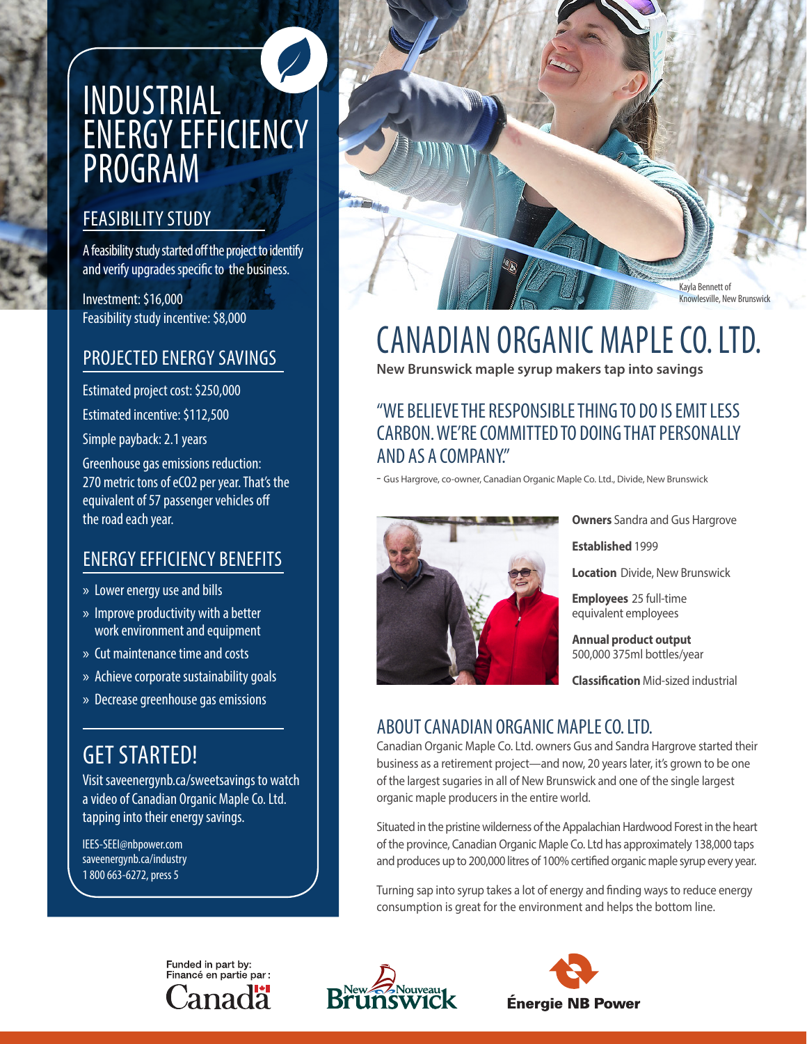# INDUSTRIAL ENERGY EFFICIENCY PROGRAM

## FEASIBILITY STUDY

A feasibility study started off the project to identify and verify upgrades specific to the business.

Investment: $16,000
Feasibility study incentive: $8,000

## PROJECTED ENERGY SAVINGS

Estimated project cost: $250,000

Estimated incentive: $112,500

Simple payback: 2.1 years

Greenhouse gas emissions reduction: 270 metric tons of $eCO_2$ per year. That's the equivalent of 57 passenger vehicles off the road each year.

## ENERGY EFFICIENCY BENEFITS

» Lower energy use and bills
» Improve productivity with a better work environment and equipment
» Cut maintenance time and costs
» Achieve corporate sustainability goals
» Decrease greenhouse gas emissions

## GET STARTED!

Visit saveenergynb.ca/sweetsavings to watch a video of Canadian Organic Maple Co. Ltd. tapping into their energy savings.

IEES-SEEI@nbpower.com
saveenergynb.ca/industry
1 800 663-6272, press 5

Kayla Bennett of Knowlesville, New Brunswick

# CANADIAN ORGANIC MAPLE CO. LTD.

**New Brunswick maple syrup makers tap into savings**

## "WE BELIEVE THE RESPONSIBLE THING TO DO IS EMIT LESS CARBON. WE'RE COMMITTED TO DOING THAT PERSONALLY AND AS A COMPANY."

- Gus Hargrove, co-owner, Canadian Organic Maple Co. Ltd., Divide, New Brunswick

**Owners** Sandra and Gus Hargrove

**Established** 1999

**Location** Divide, New Brunswick

**Employees** 25 full-time equivalent employees

**Annual product output** 500,000 375ml bottles/year

**Classification** Mid-sized industrial

## ABOUT CANADIAN ORGANIC MAPLE CO. LTD.

Canadian Organic Maple Co. Ltd. owners Gus and Sandra Hargrove started their business as a retirement project—and now, 20 years later, it's grown to be one of the largest sugaries in all of New Brunswick and one of the single largest organic maple producers in the entire world.

Situated in the pristine wilderness of the Appalachian Hardwood Forest in the heart of the province, Canadian Organic Maple Co. Ltd has approximately 138,000 taps and produces up to 200,000 litres of 100% certified organic maple syrup every year.

Turning sap into syrup takes a lot of energy and finding ways to reduce energy consumption is great for the environment and helps the bottom line.

Funded in part by: / Financé en partie par : Canada

New Brunswick / Nouveau Brunswick

Énergie NB Power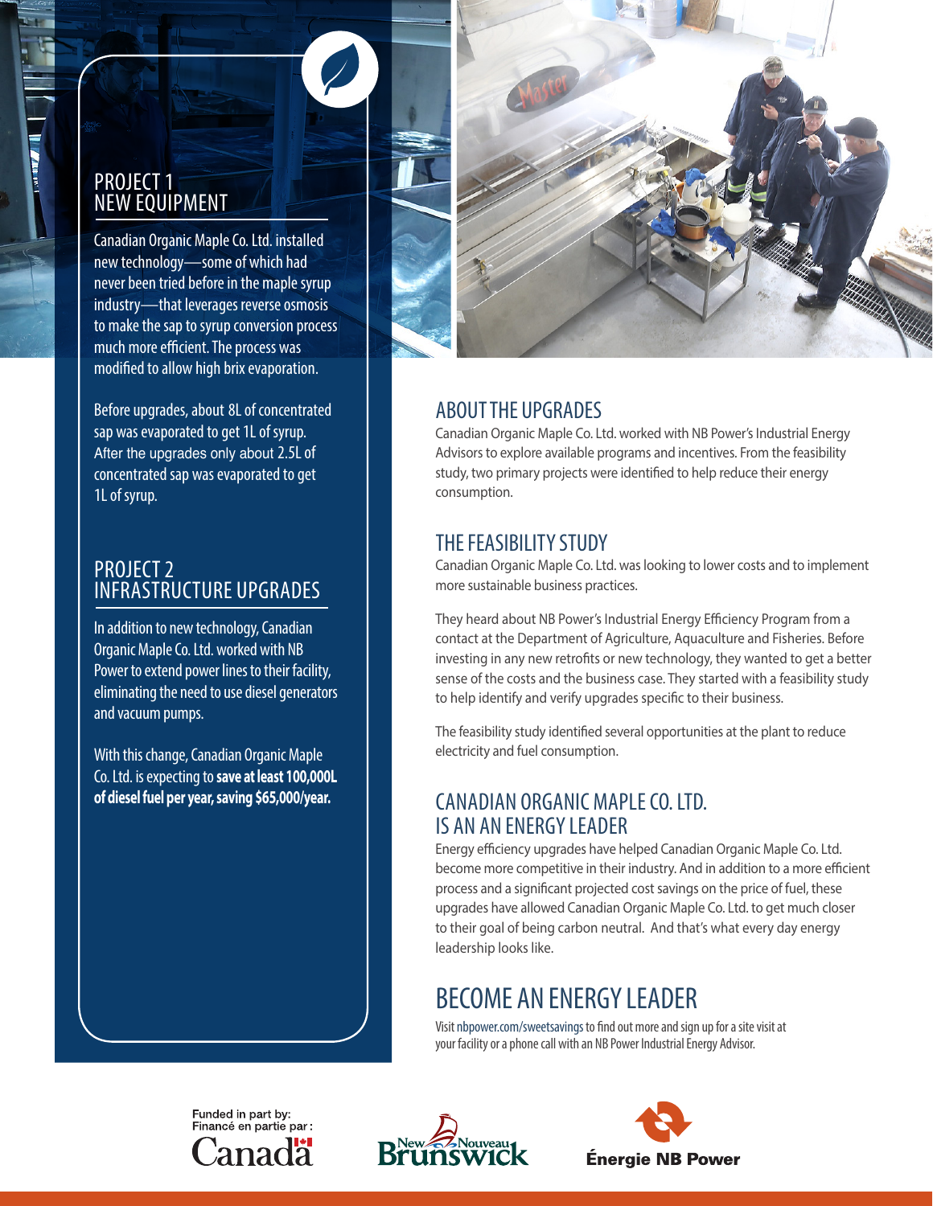## PROJECT 1
## NEW EQUIPMENT

Canadian Organic Maple Co. Ltd. installed new technology—some of which had never been tried before in the maple syrup industry—that leverages reverse osmosis to make the sap to syrup conversion process much more efficient. The process was modified to allow high brix evaporation.

Before upgrades, about 8L of concentrated sap was evaporated to get 1L of syrup. After the upgrades only about 2.5L of concentrated sap was evaporated to get 1L of syrup.

## PROJECT 2
## INFRASTRUCTURE UPGRADES

In addition to new technology, Canadian Organic Maple Co. Ltd. worked with NB Power to extend power lines to their facility, eliminating the need to use diesel generators and vacuum pumps.

With this change, Canadian Organic Maple Co. Ltd. is expecting to **save at least 100,000L of diesel fuel per year, saving $65,000/year.**

## ABOUT THE UPGRADES

Canadian Organic Maple Co. Ltd. worked with NB Power's Industrial Energy Advisors to explore available programs and incentives. From the feasibility study, two primary projects were identified to help reduce their energy consumption.

## THE FEASIBILITY STUDY

Canadian Organic Maple Co. Ltd. was looking to lower costs and to implement more sustainable business practices.

They heard about NB Power's Industrial Energy Efficiency Program from a contact at the Department of Agriculture, Aquaculture and Fisheries. Before investing in any new retrofits or new technology, they wanted to get a better sense of the costs and the business case. They started with a feasibility study to help identify and verify upgrades specific to their business.

The feasibility study identified several opportunities at the plant to reduce electricity and fuel consumption.

## CANADIAN ORGANIC MAPLE CO. LTD. IS AN AN ENERGY LEADER

Energy efficiency upgrades have helped Canadian Organic Maple Co. Ltd. become more competitive in their industry. And in addition to a more efficient process and a significant projected cost savings on the price of fuel, these upgrades have allowed Canadian Organic Maple Co. Ltd. to get much closer to their goal of being carbon neutral. And that's what every day energy leadership looks like.

# BECOME AN ENERGY LEADER

Visit nbpower.com/sweetsavings to find out more and sign up for a site visit at your facility or a phone call with an NB Power Industrial Energy Advisor.

Funded in part by:
Financé en partie par :
Canada

New Nouveau Brunswick

Énergie NB Power